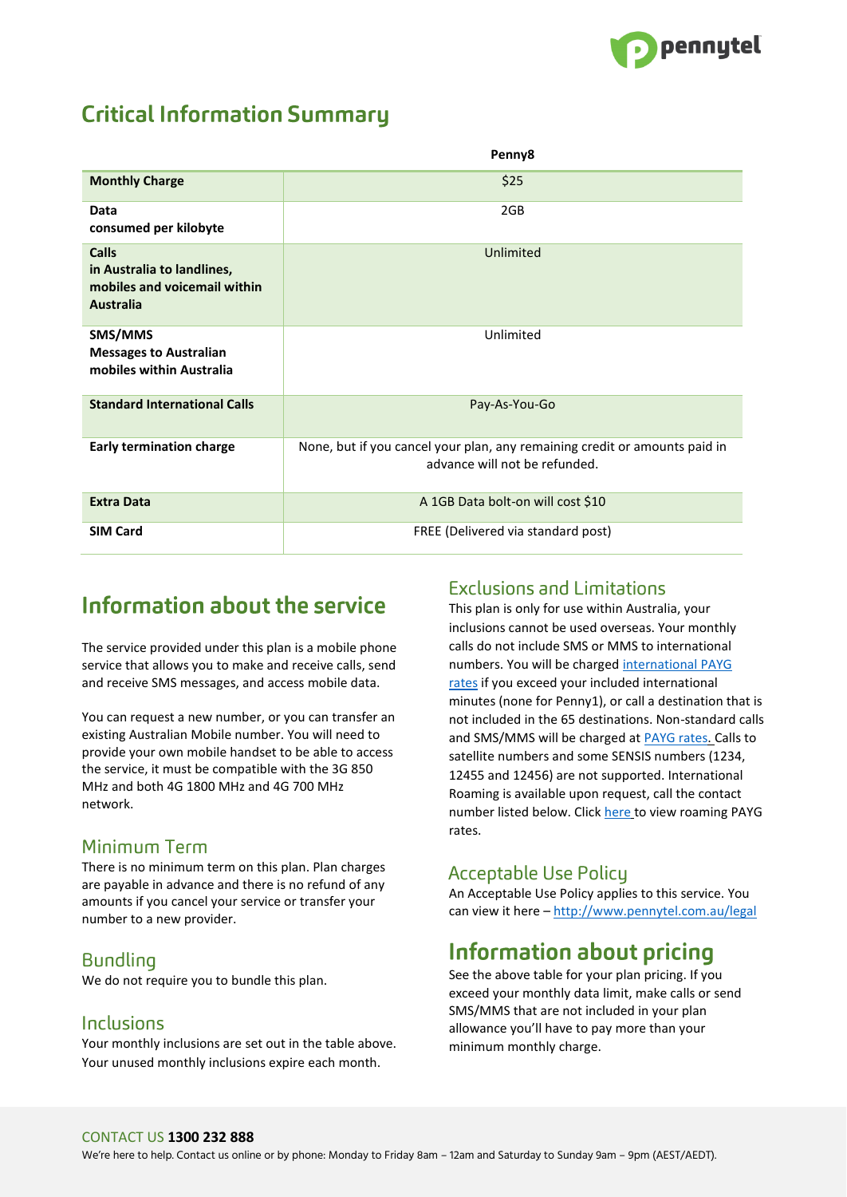# Critical Information Summary

| | Penny8 |
|---|---|
| **Monthly Charge** | $25 |
| **Data**<br>**consumed per kilobyte** | 2GB |
| **Calls**<br>**in Australia to landlines, mobiles and voicemail within Australia** | Unlimited |
| **SMS/MMS**<br>**Messages to Australian mobiles within Australia** | Unlimited |
| **Standard International Calls** | Pay-As-You-Go |
| **Early termination charge** | None, but if you cancel your plan, any remaining credit or amounts paid in advance will not be refunded. |
| **Extra Data** | A 1GB Data bolt-on will cost $10 |
| **SIM Card** | FREE (Delivered via standard post) |

## Information about the service

The service provided under this plan is a mobile phone service that allows you to make and receive calls, send and receive SMS messages, and access mobile data.

You can request a new number, or you can transfer an existing Australian Mobile number. You will need to provide your own mobile handset to be able to access the service, it must be compatible with the 3G 850 MHz and both 4G 1800 MHz and 4G 700 MHz network.

### Minimum Term

There is no minimum term on this plan. Plan charges are payable in advance and there is no refund of any amounts if you cancel your service or transfer your number to a new provider.

### Bundling

We do not require you to bundle this plan.

### Inclusions

Your monthly inclusions are set out in the table above. Your unused monthly inclusions expire each month.

### Exclusions and Limitations

This plan is only for use within Australia, your inclusions cannot be used overseas. Your monthly calls do not include SMS or MMS to international numbers. You will be charged international PAYG rates if you exceed your included international minutes (none for Penny1), or call a destination that is not included in the 65 destinations. Non-standard calls and SMS/MMS will be charged at PAYG rates. Calls to satellite numbers and some SENSIS numbers (1234, 12455 and 12456) are not supported. International Roaming is available upon request, call the contact number listed below. Click here to view roaming PAYG rates.

### Acceptable Use Policy

An Acceptable Use Policy applies to this service. You can view it here – http://www.pennytel.com.au/legal

## Information about pricing

See the above table for your plan pricing. If you exceed your monthly data limit, make calls or send SMS/MMS that are not included in your plan allowance you'll have to pay more than your minimum monthly charge.

CONTACT US **1300 232 888**

We're here to help. Contact us online or by phone: Monday to Friday 8am – 12am and Saturday to Sunday 9am – 9pm (AEST/AEDT).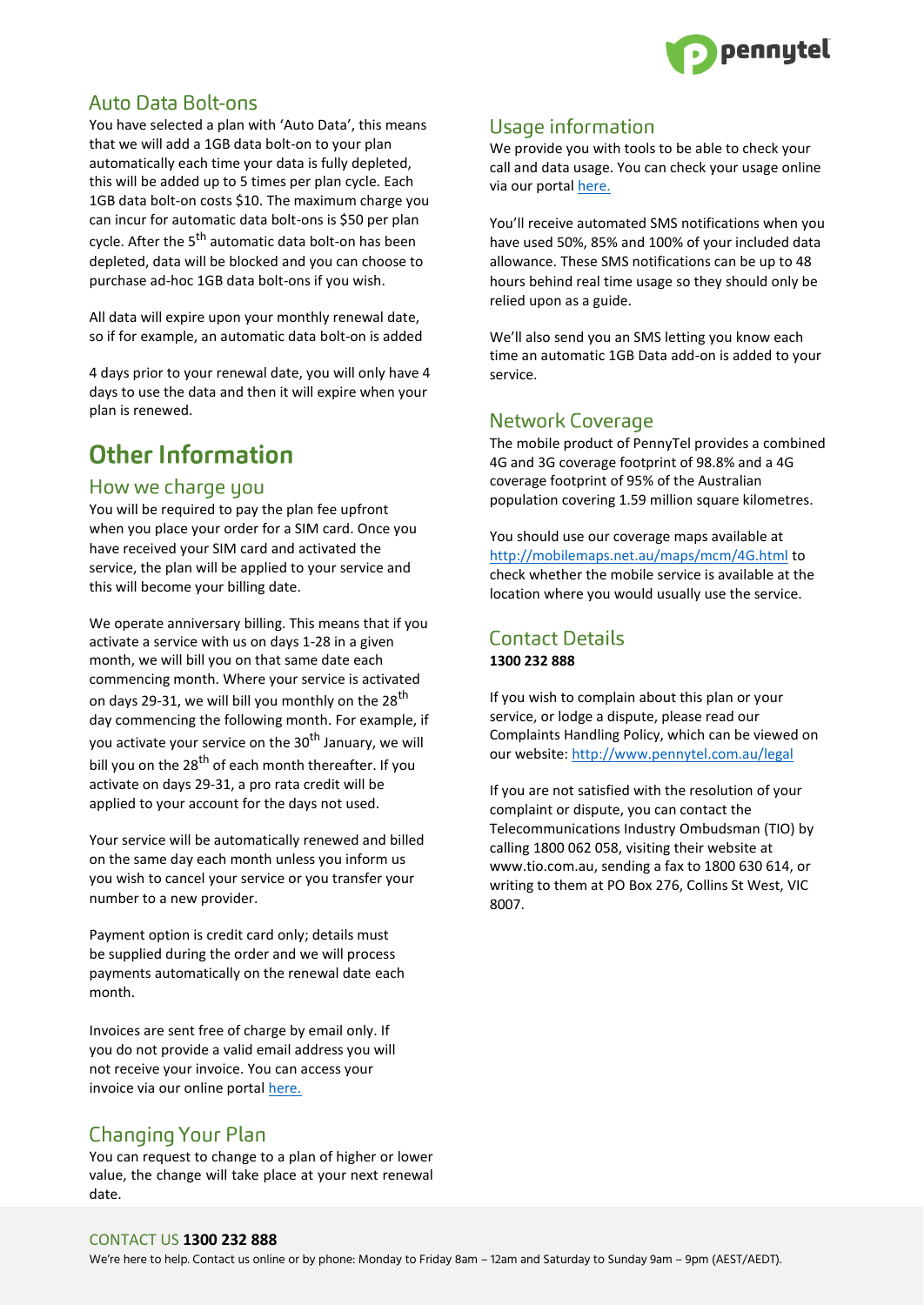## Auto Data Bolt-ons

You have selected a plan with 'Auto Data', this means that we will add a 1GB data bolt-on to your plan automatically each time your data is fully depleted, this will be added up to 5 times per plan cycle. Each 1GB data bolt-on costs $10. The maximum charge you can incur for automatic data bolt-ons is $50 per plan cycle. After the 5th automatic data bolt-on has been depleted, data will be blocked and you can choose to purchase ad-hoc 1GB data bolt-ons if you wish.

All data will expire upon your monthly renewal date, so if for example, an automatic data bolt-on is added

4 days prior to your renewal date, you will only have 4 days to use the data and then it will expire when your plan is renewed.

# Other Information

## How we charge you

You will be required to pay the plan fee upfront when you place your order for a SIM card. Once you have received your SIM card and activated the service, the plan will be applied to your service and this will become your billing date.

We operate anniversary billing. This means that if you activate a service with us on days 1-28 in a given month, we will bill you on that same date each commencing month. Where your service is activated on days 29-31, we will bill you monthly on the 28th day commencing the following month. For example, if you activate your service on the 30th January, we will bill you on the 28th of each month thereafter. If you activate on days 29-31, a pro rata credit will be applied to your account for the days not used.

Your service will be automatically renewed and billed on the same day each month unless you inform us you wish to cancel your service or you transfer your number to a new provider.

Payment option is credit card only; details must be supplied during the order and we will process payments automatically on the renewal date each month.

Invoices are sent free of charge by email only. If you do not provide a valid email address you will not receive your invoice. You can access your invoice via our online portal here.

## Changing Your Plan

You can request to change to a plan of higher or lower value, the change will take place at your next renewal date.

## Usage information

We provide you with tools to be able to check your call and data usage. You can check your usage online via our portal here.

You'll receive automated SMS notifications when you have used 50%, 85% and 100% of your included data allowance. These SMS notifications can be up to 48 hours behind real time usage so they should only be relied upon as a guide.

We'll also send you an SMS letting you know each time an automatic 1GB Data add-on is added to your service.

## Network Coverage

The mobile product of PennyTel provides a combined 4G and 3G coverage footprint of 98.8% and a 4G coverage footprint of 95% of the Australian population covering 1.59 million square kilometres.

You should use our coverage maps available at http://mobilemaps.net.au/maps/mcm/4G.html to check whether the mobile service is available at the location where you would usually use the service.

## Contact Details

**1300 232 888**

If you wish to complain about this plan or your service, or lodge a dispute, please read our Complaints Handling Policy, which can be viewed on our website: http://www.pennytel.com.au/legal

If you are not satisfied with the resolution of your complaint or dispute, you can contact the Telecommunications Industry Ombudsman (TIO) by calling 1800 062 058, visiting their website at www.tio.com.au, sending a fax to 1800 630 614, or writing to them at PO Box 276, Collins St West, VIC 8007.

CONTACT US **1300 232 888**

We're here to help. Contact us online or by phone: Monday to Friday 8am – 12am and Saturday to Sunday 9am – 9pm (AEST/AEDT).